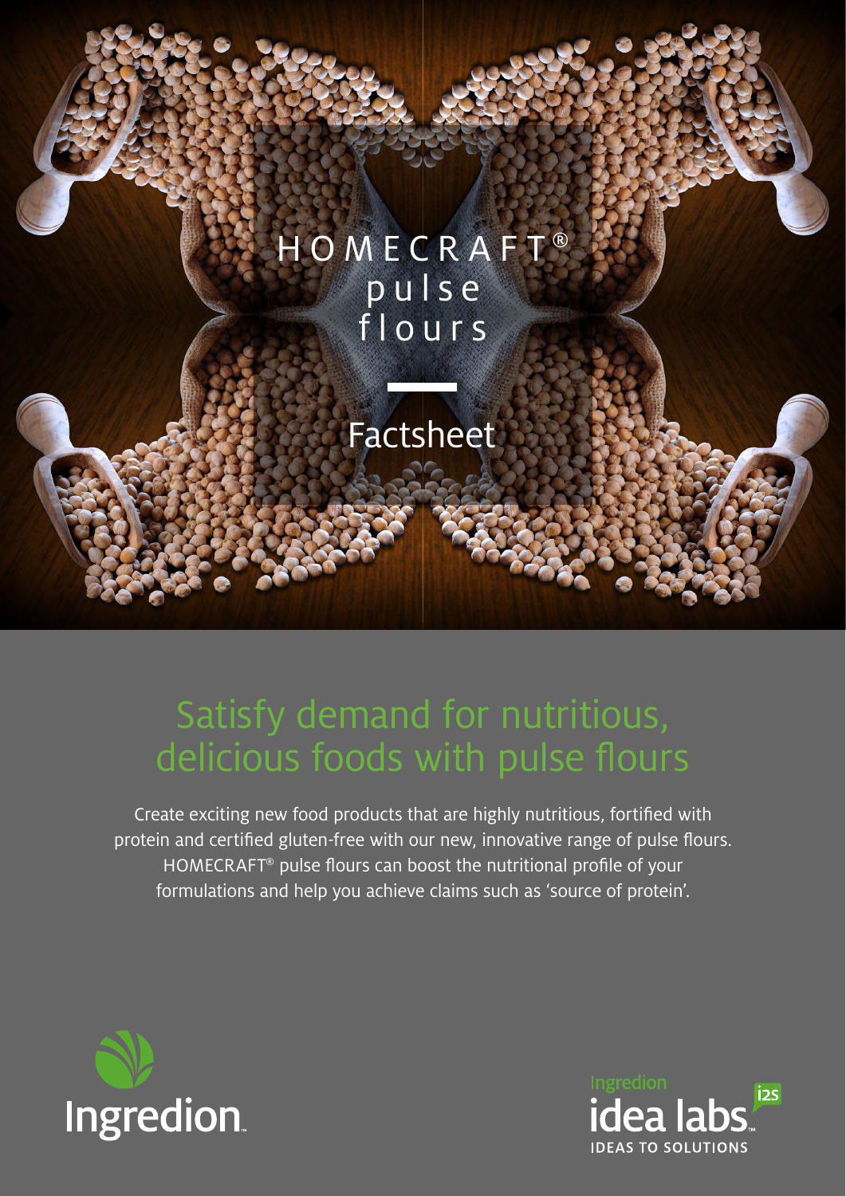# HOMECRAFT® pulse flours

## Factsheet

## Satisfy demand for nutritious, delicious foods with pulse flours

Create exciting new food products that are highly nutritious, fortified with protein and certified gluten-free with our new, innovative range of pulse flours. HOMECRAFT® pulse flours can boost the nutritional profile of your formulations and help you achieve claims such as 'source of protein'.

Ingredion.

Ingredion idea labs™ i2s IDEAS TO SOLUTIONS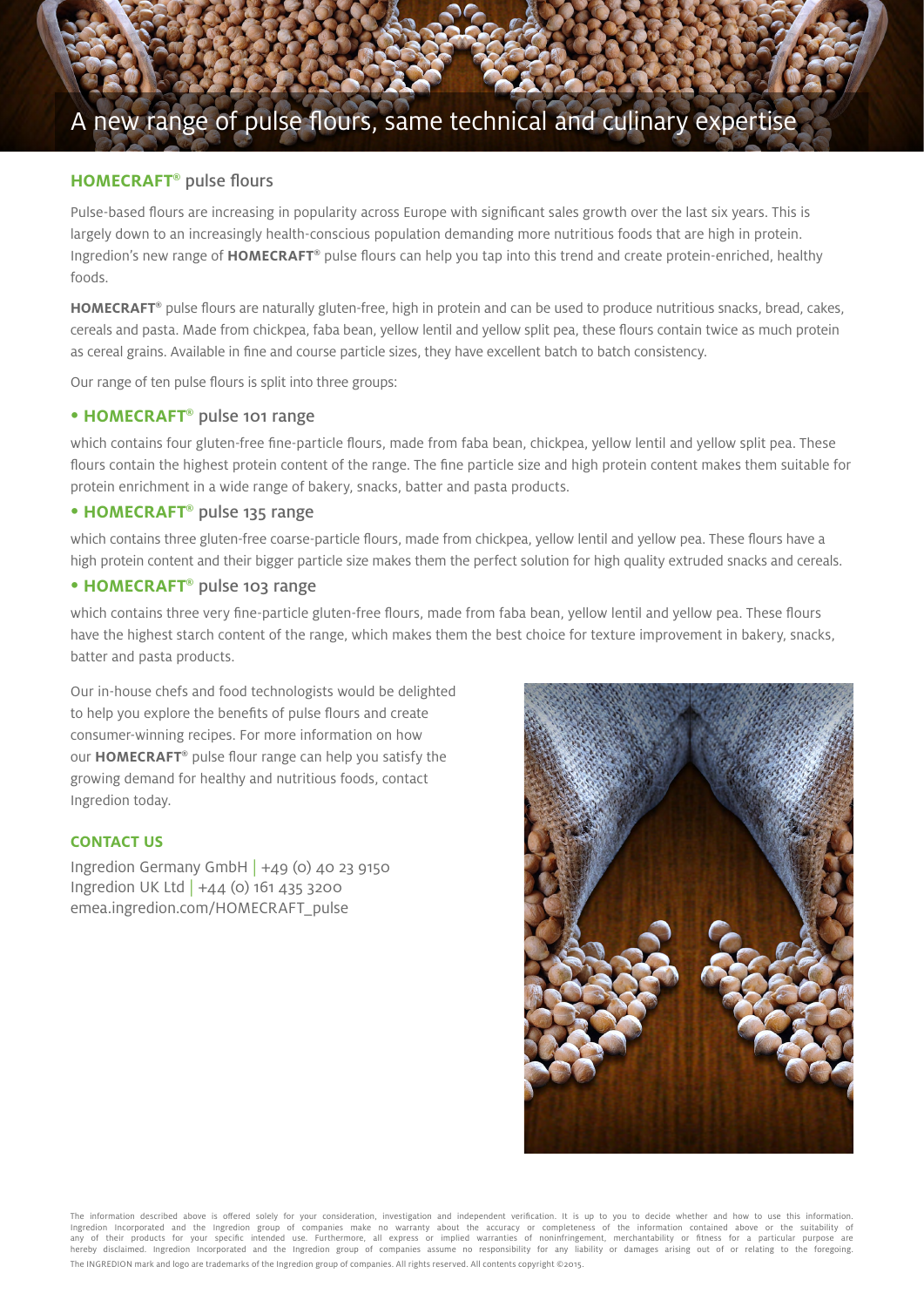# A new range of pulse flours, same technical and culinary expertise

## HOMECRAFT® pulse flours

Pulse-based flours are increasing in popularity across Europe with significant sales growth over the last six years. This is largely down to an increasingly health-conscious population demanding more nutritious foods that are high in protein. Ingredion's new range of **HOMECRAFT®** pulse flours can help you tap into this trend and create protein-enriched, healthy foods.

**HOMECRAFT®** pulse flours are naturally gluten-free, high in protein and can be used to produce nutritious snacks, bread, cakes, cereals and pasta. Made from chickpea, faba bean, yellow lentil and yellow split pea, these flours contain twice as much protein as cereal grains. Available in fine and course particle sizes, they have excellent batch to batch consistency.

Our range of ten pulse flours is split into three groups:

### • HOMECRAFT® pulse 101 range

which contains four gluten-free fine-particle flours, made from faba bean, chickpea, yellow lentil and yellow split pea. These flours contain the highest protein content of the range. The fine particle size and high protein content makes them suitable for protein enrichment in a wide range of bakery, snacks, batter and pasta products.

### • HOMECRAFT® pulse 135 range

which contains three gluten-free coarse-particle flours, made from chickpea, yellow lentil and yellow pea. These flours have a high protein content and their bigger particle size makes them the perfect solution for high quality extruded snacks and cereals.

### • HOMECRAFT® pulse 103 range

which contains three very fine-particle gluten-free flours, made from faba bean, yellow lentil and yellow pea. These flours have the highest starch content of the range, which makes them the best choice for texture improvement in bakery, snacks, batter and pasta products.

Our in-house chefs and food technologists would be delighted to help you explore the benefits of pulse flours and create consumer-winning recipes. For more information on how our **HOMECRAFT®** pulse flour range can help you satisfy the growing demand for healthy and nutritious foods, contact Ingredion today.

## CONTACT US

Ingredion Germany GmbH | +49 (0) 40 23 9150
Ingredion UK Ltd | +44 (0) 161 435 3200
emea.ingredion.com/HOMECRAFT_pulse

The information described above is offered solely for your consideration, investigation and independent verification. It is up to you to decide whether and how to use this information. Ingredion Incorporated and the Ingredion group of companies make no warranty about the accuracy or completeness of the information contained above or the suitability of any of their products for your specific intended use. Furthermore, all express or implied warranties of noninfringement, merchantability or fitness for a particular purpose are hereby disclaimed. Ingredion Incorporated and the Ingredion group of companies assume no responsibility for any liability or damages arising out of or relating to the foregoing.
The INGREDION mark and logo are trademarks of the Ingredion group of companies. All rights reserved. All contents copyright ©2015.